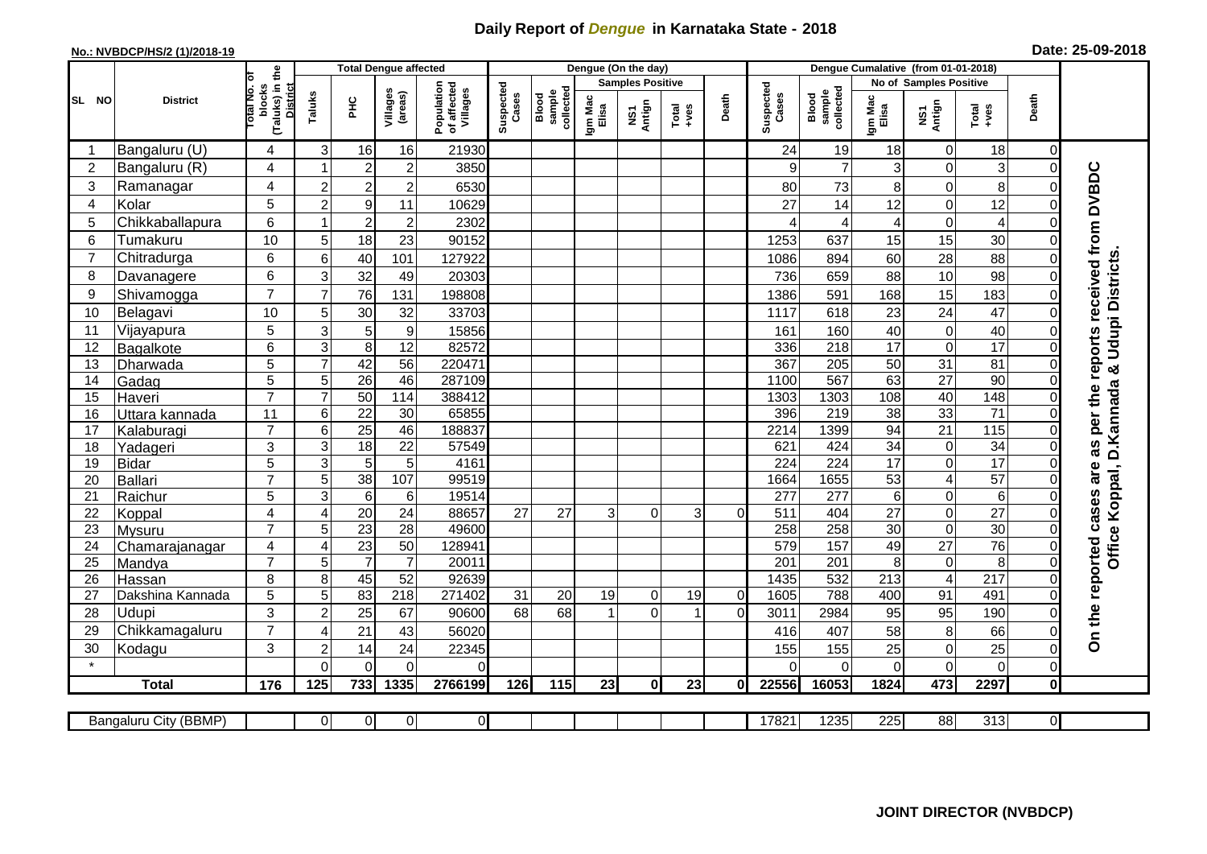# Daily Report of *Dengue* in Karnataka State - 2018

**No.: NVBDCP/HS/2 (1)/2018-19**

**Date: 25-09-2018**

| SL NO | District | Total No. of blocks (Taluks) in the District | Total Dengue affected | | | | Dengue (On the day) | | | | | | | Dengue Cumalative (from 01-01-2018) | | | | | | | |
|---|---|---|---|---|---|---|---|---|---|---|---|---|---|---|---|---|---|---|---|---|
| | | | Taluks | PHC | Villages (areas) | Population of affected Villages | Suspected Cases | Blood sample collected | Samples Positive | | | Death | Suspected Cases | Blood sample collected | No of Samples Positive | | | Death | |
| | | | | | | | | | Igm Mac Elisa | NS1 Antign | Total +ves | | | | Igm Mac Elisa | NS1 Antign | Total +ves | | |
| 1 | Bangaluru (U) | 4 | 3 | 16 | 16 | 21930 | | | | | | | 24 | 19 | 18 | 0 | 18 | 0 | On the reported cases are as per the reports received from DVBDC Office Koppal, D.Kannada & Udupi Districts. |
| 2 | Bangaluru (R) | 4 | 1 | 2 | 2 | 3850 | | | | | | | 9 | 7 | 3 | 0 | 3 | 0 | |
| 3 | Ramanagar | 4 | 2 | 2 | 2 | 6530 | | | | | | | 80 | 73 | 8 | 0 | 8 | 0 | |
| 4 | Kolar | 5 | 2 | 9 | 11 | 10629 | | | | | | | 27 | 14 | 12 | 0 | 12 | 0 | |
| 5 | Chikkaballapura | 6 | 1 | 2 | 2 | 2302 | | | | | | | 4 | 4 | 4 | 0 | 4 | 0 | |
| 6 | Tumakuru | 10 | 5 | 18 | 23 | 90152 | | | | | | | 1253 | 637 | 15 | 15 | 30 | 0 | |
| 7 | Chitradurga | 6 | 6 | 40 | 101 | 127922 | | | | | | | 1086 | 894 | 60 | 28 | 88 | 0 | |
| 8 | Davanagere | 6 | 3 | 32 | 49 | 20303 | | | | | | | 736 | 659 | 88 | 10 | 98 | 0 | |
| 9 | Shivamogga | 7 | 7 | 76 | 131 | 198808 | | | | | | | 1386 | 591 | 168 | 15 | 183 | 0 | |
| 10 | Belagavi | 10 | 5 | 30 | 32 | 33703 | | | | | | | 1117 | 618 | 23 | 24 | 47 | 0 | |
| 11 | Vijayapura | 5 | 3 | 5 | 9 | 15856 | | | | | | | 161 | 160 | 40 | 0 | 40 | 0 | |
| 12 | Bagalkote | 6 | 3 | 8 | 12 | 82572 | | | | | | | 336 | 218 | 17 | 0 | 17 | 0 | |
| 13 | Dharwada | 5 | 7 | 42 | 56 | 220471 | | | | | | | 367 | 205 | 50 | 31 | 81 | 0 | |
| 14 | Gadag | 5 | 5 | 26 | 46 | 287109 | | | | | | | 1100 | 567 | 63 | 27 | 90 | 0 | |
| 15 | Haveri | 7 | 7 | 50 | 114 | 388412 | | | | | | | 1303 | 1303 | 108 | 40 | 148 | 0 | |
| 16 | Uttara kannada | 11 | 6 | 22 | 30 | 65855 | | | | | | | 396 | 219 | 38 | 33 | 71 | 0 | |
| 17 | Kalaburagi | 7 | 6 | 25 | 46 | 188837 | | | | | | | 2214 | 1399 | 94 | 21 | 115 | 0 | |
| 18 | Yadageri | 3 | 3 | 18 | 22 | 57549 | | | | | | | 621 | 424 | 34 | 0 | 34 | 0 | |
| 19 | Bidar | 5 | 3 | 5 | 5 | 4161 | | | | | | | 224 | 224 | 17 | 0 | 17 | 0 | |
| 20 | Ballari | 7 | 5 | 38 | 107 | 99519 | | | | | | | 1664 | 1655 | 53 | 4 | 57 | 0 | |
| 21 | Raichur | 5 | 3 | 6 | 6 | 19514 | | | | | | | 277 | 277 | 6 | 0 | 6 | 0 | |
| 22 | Koppal | 4 | 4 | 20 | 24 | 88657 | 27 | 27 | 3 | 0 | 3 | 0 | 511 | 404 | 27 | 0 | 27 | 0 | |
| 23 | Mysuru | 7 | 5 | 23 | 28 | 49600 | | | | | | | 258 | 258 | 30 | 0 | 30 | 0 | |
| 24 | Chamarajanagar | 4 | 4 | 23 | 50 | 128941 | | | | | | | 579 | 157 | 49 | 27 | 76 | 0 | |
| 25 | Mandya | 7 | 5 | 7 | 7 | 20011 | | | | | | | 201 | 201 | 8 | 0 | 8 | 0 | |
| 26 | Hassan | 8 | 8 | 45 | 52 | 92639 | | | | | | | 1435 | 532 | 213 | 4 | 217 | 0 | |
| 27 | Dakshina Kannada | 5 | 5 | 83 | 218 | 271402 | 31 | 20 | 19 | 0 | 19 | 0 | 1605 | 788 | 400 | 91 | 491 | 0 | |
| 28 | Udupi | 3 | 2 | 25 | 67 | 90600 | 68 | 68 | 1 | 0 | 1 | 0 | 3011 | 2984 | 95 | 95 | 190 | 0 | |
| 29 | Chikkamagaluru | 7 | 4 | 21 | 43 | 56020 | | | | | | | 416 | 407 | 58 | 8 | 66 | 0 | |
| 30 | Kodagu | 3 | 2 | 14 | 24 | 22345 | | | | | | | 155 | 155 | 25 | 0 | 25 | 0 | |
| * | | | 0 | 0 | 0 | 0 | | | | | | | 0 | 0 | 0 | 0 | 0 | 0 | |
| **Total** | | **176** | **125** | **733** | **1335** | **2766199** | **126** | **115** | **23** | **0** | **23** | **0** | **22556** | **16053** | **1824** | **473** | **2297** | **0** | |

| Bangaluru City (BBMP) | | 0 | 0 | 0 | 0 | | | | | | | 17821 | 1235 | 225 | 88 | 313 | 0 | |
|---|---|---|---|---|---|---|---|---|---|---|---|---|---|---|---|---|---|---|

**JOINT DIRECTOR (NVBDCP)**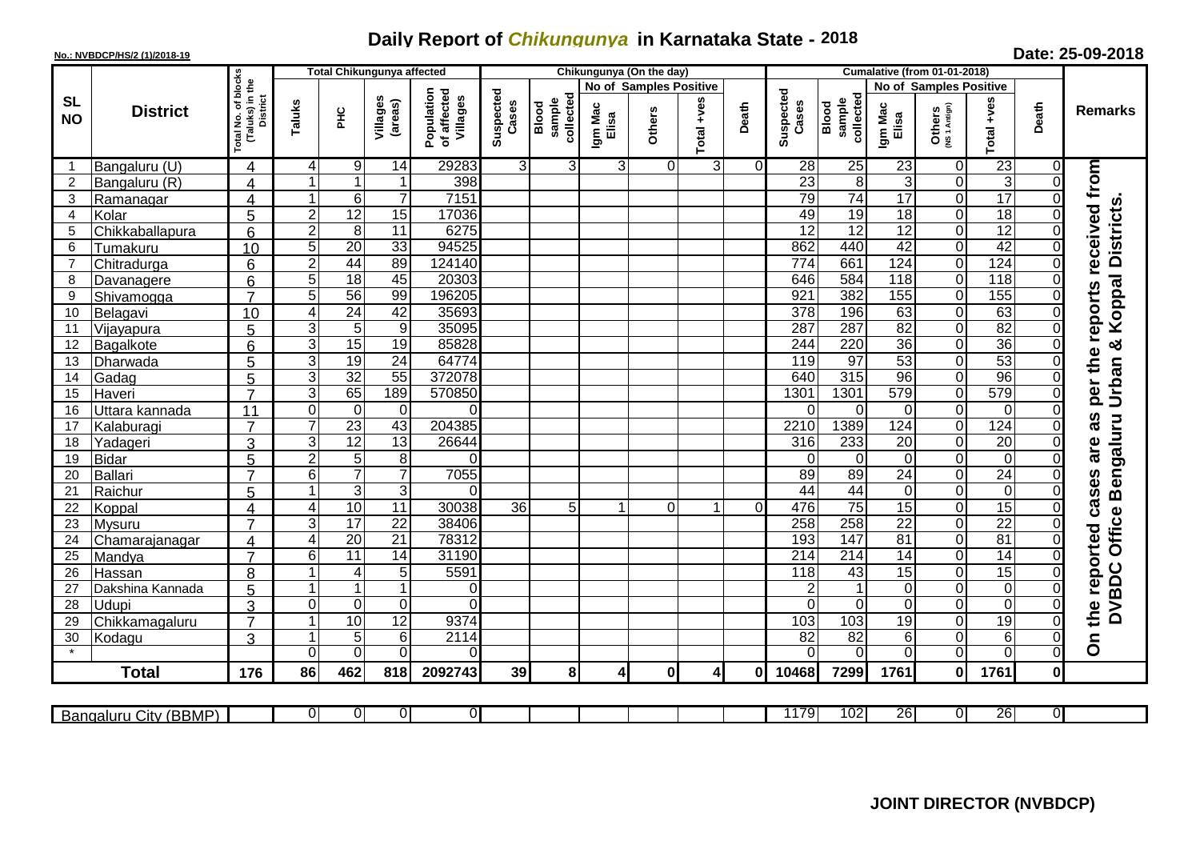# Daily Report of *Chikungunya* in Karnataka State - 2018

**No.: NVBDCP/HS/2 (1)/2018-19**

**Date: 25-09-2018**

| SL NO | District | Total No. of blocks (Taluks) in the District | Total Chikungunya affected | | | | Chikungunya (On the day) | | | | | | | Cumalative (from 01-01-2018) | | | | | | | Remarks |
|---|---|---|---|---|---|---|---|---|---|---|---|---|---|---|---|---|---|---|---|---|---|
| | | | Taluks | PHC | Villages (areas) | Population of affected Villages | Suspected Cases | Blood sample collected | No of Samples Positive | | | Death | Suspected Cases | Blood sample collected | No of Samples Positive | | | Death | |
| | | | | | | | | | Igm Mac Elisa | Others | Total +ves | | | | Igm Mac Elisa | Others (NS 1 Antign) | Total +ves | | |
| 1 | Bangaluru (U) | 4 | 4 | 9 | 14 | 29283 | 3 | 3 | 3 | 0 | 3 | 0 | 28 | 25 | 23 | 0 | 23 | 0 | On the reported cases are as per the reports received from DVBDC Office Bengaluru Urban & Koppal Districts. |
| 2 | Bangaluru (R) | 4 | 1 | 1 | 1 | 398 | | | | | | | 23 | 8 | 3 | 0 | 3 | 0 | |
| 3 | Ramanagar | 4 | 1 | 6 | 7 | 7151 | | | | | | | 79 | 74 | 17 | 0 | 17 | 0 | |
| 4 | Kolar | 5 | 2 | 12 | 15 | 17036 | | | | | | | 49 | 19 | 18 | 0 | 18 | 0 | |
| 5 | Chikkaballapura | 6 | 2 | 8 | 11 | 6275 | | | | | | | 12 | 12 | 12 | 0 | 12 | 0 | |
| 6 | Tumakuru | 10 | 5 | 20 | 33 | 94525 | | | | | | | 862 | 440 | 42 | 0 | 42 | 0 | |
| 7 | Chitradurga | 6 | 2 | 44 | 89 | 124140 | | | | | | | 774 | 661 | 124 | 0 | 124 | 0 | |
| 8 | Davanagere | 6 | 5 | 18 | 45 | 20303 | | | | | | | 646 | 584 | 118 | 0 | 118 | 0 | |
| 9 | Shivamogga | 7 | 5 | 56 | 99 | 196205 | | | | | | | 921 | 382 | 155 | 0 | 155 | 0 | |
| 10 | Belagavi | 10 | 4 | 24 | 42 | 35693 | | | | | | | 378 | 196 | 63 | 0 | 63 | 0 | |
| 11 | Vijayapura | 5 | 3 | 5 | 9 | 35095 | | | | | | | 287 | 287 | 82 | 0 | 82 | 0 | |
| 12 | Bagalkote | 6 | 3 | 15 | 19 | 85828 | | | | | | | 244 | 220 | 36 | 0 | 36 | 0 | |
| 13 | Dharwada | 5 | 3 | 19 | 24 | 64774 | | | | | | | 119 | 97 | 53 | 0 | 53 | 0 | |
| 14 | Gadag | 5 | 3 | 32 | 55 | 372078 | | | | | | | 640 | 315 | 96 | 0 | 96 | 0 | |
| 15 | Haveri | 7 | 3 | 65 | 189 | 570850 | | | | | | | 1301 | 1301 | 579 | 0 | 579 | 0 | |
| 16 | Uttara kannada | 11 | 0 | 0 | 0 | 0 | | | | | | | 0 | 0 | 0 | 0 | 0 | 0 | |
| 17 | Kalaburagi | 7 | 7 | 23 | 43 | 204385 | | | | | | | 2210 | 1389 | 124 | 0 | 124 | 0 | |
| 18 | Yadageri | 3 | 3 | 12 | 13 | 26644 | | | | | | | 316 | 233 | 20 | 0 | 20 | 0 | |
| 19 | Bidar | 5 | 2 | 5 | 8 | 0 | | | | | | | 0 | 0 | 0 | 0 | 0 | 0 | |
| 20 | Ballari | 7 | 6 | 7 | 7 | 7055 | | | | | | | 89 | 89 | 24 | 0 | 24 | 0 | |
| 21 | Raichur | 5 | 1 | 3 | 3 | 0 | | | | | | | 44 | 44 | 0 | 0 | 0 | 0 | |
| 22 | Koppal | 4 | 4 | 10 | 11 | 30038 | 36 | 5 | 1 | 0 | 1 | 0 | 476 | 75 | 15 | 0 | 15 | 0 | |
| 23 | Mysuru | 7 | 3 | 17 | 22 | 38406 | | | | | | | 258 | 258 | 22 | 0 | 22 | 0 | |
| 24 | Chamarajanagar | 4 | 4 | 20 | 21 | 78312 | | | | | | | 193 | 147 | 81 | 0 | 81 | 0 | |
| 25 | Mandya | 7 | 6 | 11 | 14 | 31190 | | | | | | | 214 | 214 | 14 | 0 | 14 | 0 | |
| 26 | Hassan | 8 | 1 | 4 | 5 | 5591 | | | | | | | 118 | 43 | 15 | 0 | 15 | 0 | |
| 27 | Dakshina Kannada | 5 | 1 | 1 | 1 | 0 | | | | | | | 2 | 1 | 0 | 0 | 0 | 0 | |
| 28 | Udupi | 3 | 0 | 0 | 0 | 0 | | | | | | | 0 | 0 | 0 | 0 | 0 | 0 | |
| 29 | Chikkamagaluru | 7 | 1 | 10 | 12 | 9374 | | | | | | | 103 | 103 | 19 | 0 | 19 | 0 | |
| 30 | Kodagu | 3 | 1 | 5 | 6 | 2114 | | | | | | | 82 | 82 | 6 | 0 | 6 | 0 | |
| * | | | 0 | 0 | 0 | 0 | | | | | | | 0 | 0 | 0 | 0 | 0 | 0 | |
| **Total** | | **176** | **86** | **462** | **818** | **2092743** | **39** | **8** | **4** | **0** | **4** | **0** | **10468** | **7299** | **1761** | **0** | **1761** | **0** | |

| Bangaluru City (BBMP) | | 0 | 0 | 0 | 0 | | | | | | | 1179 | 102 | 26 | 0 | 26 | 0 | |
|---|---|---|---|---|---|---|---|---|---|---|---|---|---|---|---|---|---|---|

**JOINT DIRECTOR (NVBDCP)**